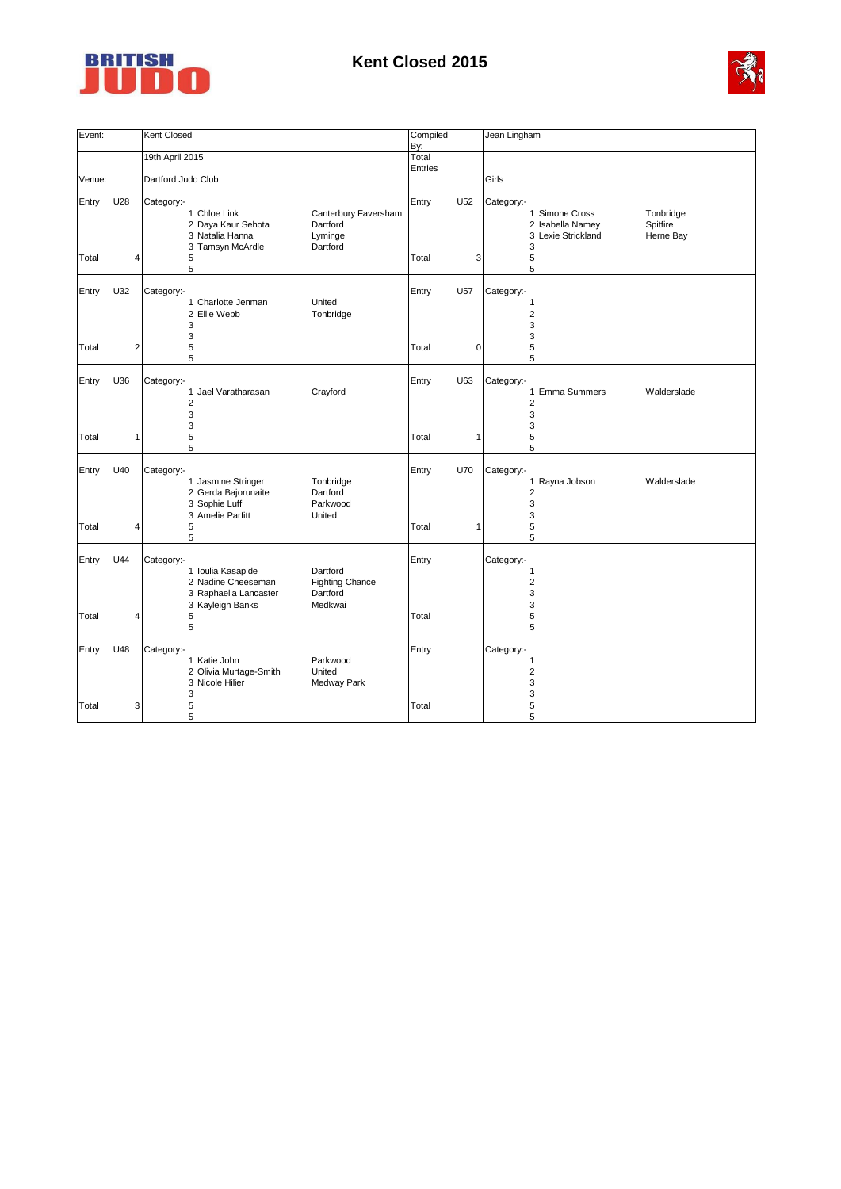# Kent Closed 2015

| Event: | Kent Closed | Compiled By: | Jean Lingham |
|---|---|---|---|
| | 19th April 2015 | Total Entries | |
| Venue: | Dartford Judo Club | | Girls |

| Entry | | Category:- | | Entry | | Category:- | |
|---|---|---|---|---|---|---|---|
| Entry | U28 | 1 Chloe Link | Canterbury Faversham | Entry | U52 | 1 Simone Cross | Tonbridge |
| | | 2 Daya Kaur Sehota | Dartford | | | 2 Isabella Namey | Spitfire |
| | | 3 Natalia Hanna | Lyminge | | | 3 Lexie Strickland | Herne Bay |
| | | 3 Tamsyn McArdle | Dartford | | | 3 | |
| Total | 4 | 5 | | Total | 3 | 5 | |
| | | 5 | | | | 5 | |
| Entry | U32 | 1 Charlotte Jenman | United | Entry | U57 | 1 | |
| | | 2 Ellie Webb | Tonbridge | | | 2 | |
| | | 3 | | | | 3 | |
| | | 3 | | | | 3 | |
| Total | 2 | 5 | | Total | 0 | 5 | |
| | | 5 | | | | 5 | |
| Entry | U36 | 1 Jael Varatharasan | Crayford | Entry | U63 | 1 Emma Summers | Walderslade |
| | | 2 | | | | 2 | |
| | | 3 | | | | 3 | |
| | | 3 | | | | 3 | |
| Total | 1 | 5 | | Total | 1 | 5 | |
| | | 5 | | | | 5 | |
| Entry | U40 | 1 Jasmine Stringer | Tonbridge | Entry | U70 | 1 Rayna Jobson | Walderslade |
| | | 2 Gerda Bajorunaite | Dartford | | | 2 | |
| | | 3 Sophie Luff | Parkwood | | | 3 | |
| | | 3 Amelie Parfitt | United | | | 3 | |
| Total | 4 | 5 | | Total | 1 | 5 | |
| | | 5 | | | | 5 | |
| Entry | U44 | 1 Ioulia Kasapide | Dartford | Entry | | 1 | |
| | | 2 Nadine Cheeseman | Fighting Chance | | | 2 | |
| | | 3 Raphaella Lancaster | Dartford | | | 3 | |
| | | 3 Kayleigh Banks | Medkwai | | | 3 | |
| Total | 4 | 5 | | Total | | 5 | |
| | | 5 | | | | 5 | |
| Entry | U48 | 1 Katie John | Parkwood | Entry | | 1 | |
| | | 2 Olivia Murtage-Smith | United | | | 2 | |
| | | 3 Nicole Hilier | Medway Park | | | 3 | |
| | | 3 | | | | 3 | |
| Total | 3 | 5 | | Total | | 5 | |
| | | 5 | | | | 5 | |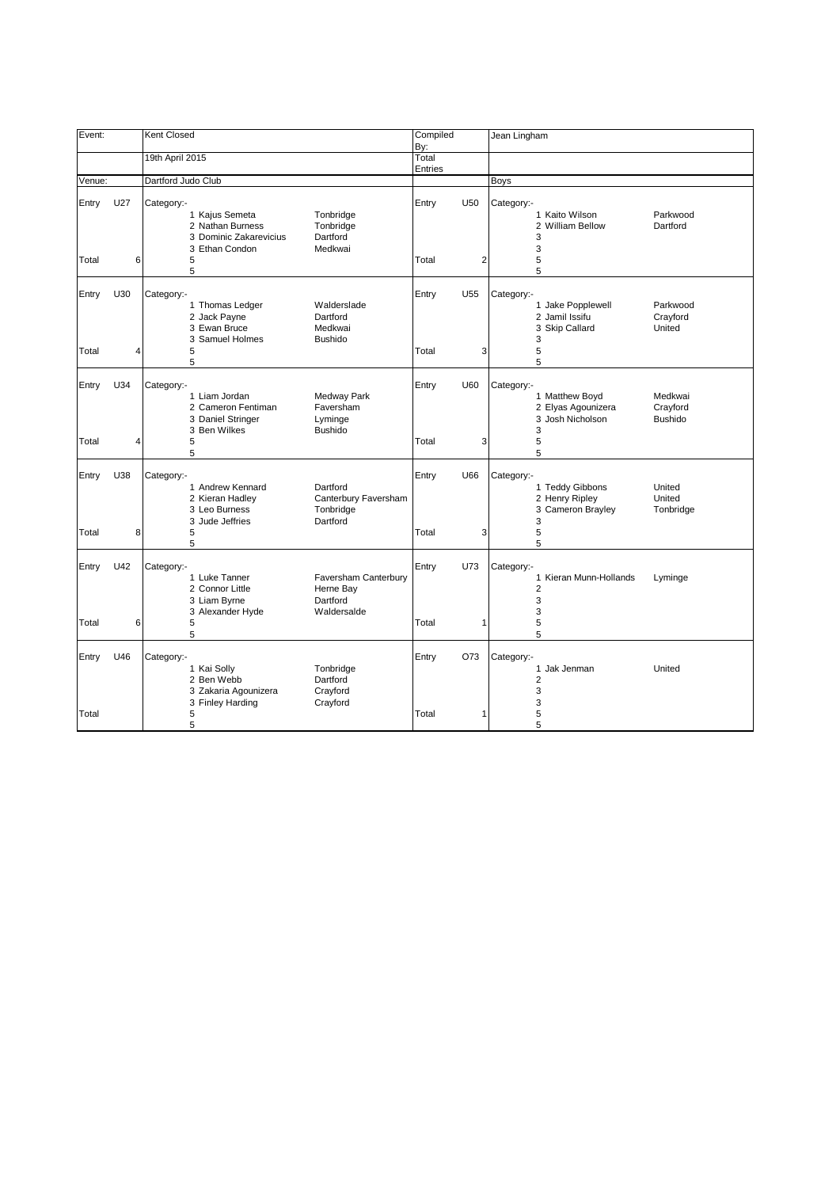| Event: | | Kent Closed | | Compiled By: | | Jean Lingham | |
|---|---|---|---|---|---|---|---|
| | | 19th April 2015 | | Total Entries | | | |
| Venue: | | Dartford Judo Club | | | | Boys | |

| Entry | U27 | Category:- | | Entry | U50 | Category:- | |
|---|---|---|---|---|---|---|---|
| | | 1 Kajus Semeta | Tonbridge | | | 1 Kaito Wilson | Parkwood |
| | | 2 Nathan Burness | Tonbridge | | | 2 William Bellow | Dartford |
| | | 3 Dominic Zakarevicius | Dartford | | | 3 | |
| | | 3 Ethan Condon | Medkwai | | | 3 | |
| Total | 6 | 5 | | Total | 2 | 5 | |
| | | 5 | | | | 5 | |
| Entry | U30 | Category:- | | Entry | U55 | Category:- | |
| | | 1 Thomas Ledger | Walderslade | | | 1 Jake Popplewell | Parkwood |
| | | 2 Jack Payne | Dartford | | | 2 Jamil Issifu | Crayford |
| | | 3 Ewan Bruce | Medkwai | | | 3 Skip Callard | United |
| | | 3 Samuel Holmes | Bushido | | | 3 | |
| Total | 4 | 5 | | Total | 3 | 5 | |
| | | 5 | | | | 5 | |
| Entry | U34 | Category:- | | Entry | U60 | Category:- | |
| | | 1 Liam Jordan | Medway Park | | | 1 Matthew Boyd | Medkwai |
| | | 2 Cameron Fentiman | Faversham | | | 2 Elyas Agounizera | Crayford |
| | | 3 Daniel Stringer | Lyminge | | | 3 Josh Nicholson | Bushido |
| | | 3 Ben Wilkes | Bushido | | | 3 | |
| Total | 4 | 5 | | Total | 3 | 5 | |
| | | 5 | | | | 5 | |
| Entry | U38 | Category:- | | Entry | U66 | Category:- | |
| | | 1 Andrew Kennard | Dartford | | | 1 Teddy Gibbons | United |
| | | 2 Kieran Hadley | Canterbury Faversham | | | 2 Henry Ripley | United |
| | | 3 Leo Burness | Tonbridge | | | 3 Cameron Brayley | Tonbridge |
| | | 3 Jude Jeffries | Dartford | | | 3 | |
| Total | 8 | 5 | | Total | 3 | 5 | |
| | | 5 | | | | 5 | |
| Entry | U42 | Category:- | | Entry | U73 | Category:- | |
| | | 1 Luke Tanner | Faversham Canterbury | | | 1 Kieran Munn-Hollands | Lyminge |
| | | 2 Connor Little | Herne Bay | | | 2 | |
| | | 3 Liam Byrne | Dartford | | | 3 | |
| | | 3 Alexander Hyde | Waldersalde | | | 3 | |
| Total | 6 | 5 | | Total | 1 | 5 | |
| | | 5 | | | | 5 | |
| Entry | U46 | Category:- | | Entry | O73 | Category:- | |
| | | 1 Kai Solly | Tonbridge | | | 1 Jak Jenman | United |
| | | 2 Ben Webb | Dartford | | | 2 | |
| | | 3 Zakaria Agounizera | Crayford | | | 3 | |
| | | 3 Finley Harding | Crayford | | | 3 | |
| Total | | 5 | | Total | 1 | 5 | |
| | | 5 | | | | 5 | |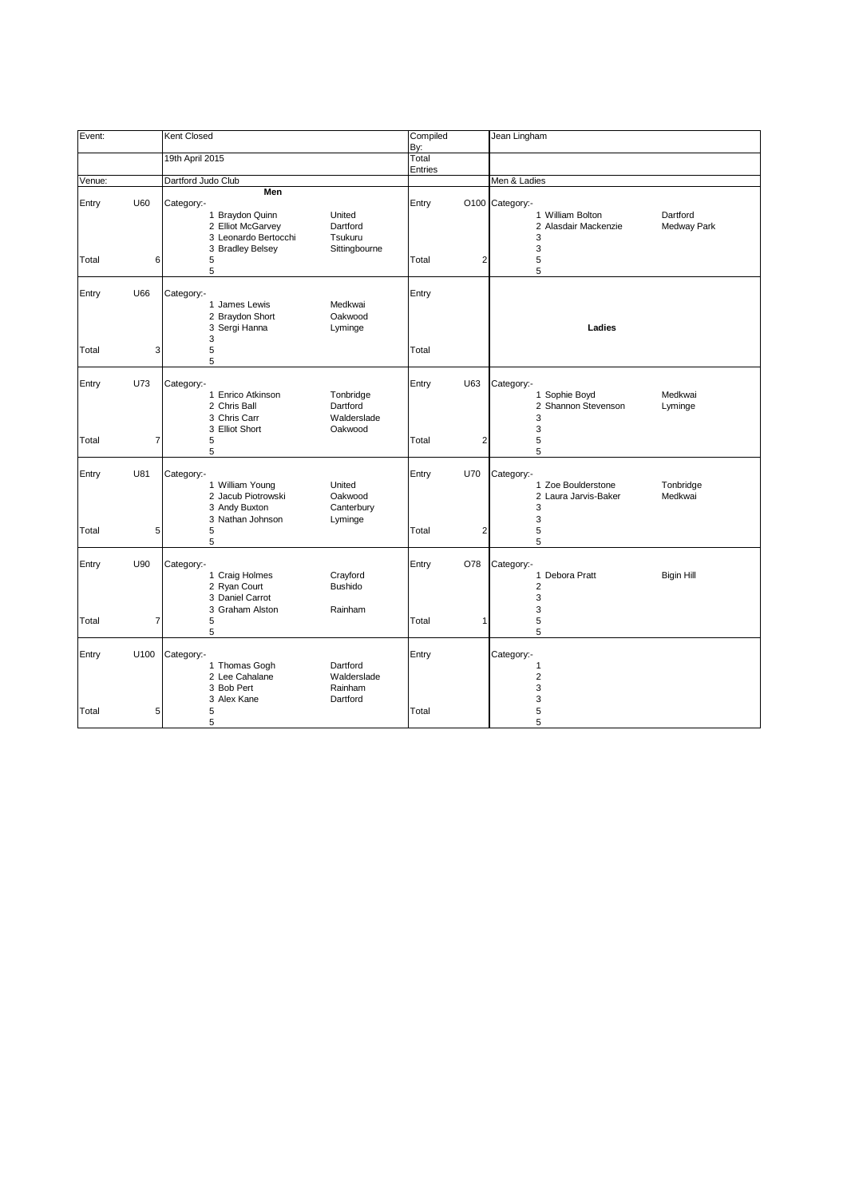| | | | | | | | | | |
|---|---|---|---|---|---|---|---|---|---|
| Event: | | Kent Closed | | | Compiled By: | | Jean Lingham | | |
| | | 19th April 2015 | | | Total Entries | | | | |
| Venue: | | Dartford Judo Club | | | | | Men & Ladies | | |
| | | **Men** | | | | | | | |
| Entry | U60 | Category:- | | | Entry | O100 | Category:- | | |
| | | 1 | Braydon Quinn | United | | | 1 | William Bolton | Dartford |
| | | 2 | Elliot McGarvey | Dartford | | | 2 | Alasdair Mackenzie | Medway Park |
| | | 3 | Leonardo Bertocchi | Tsukuru | | | 3 | | |
| | | 3 | Bradley Belsey | Sittingbourne | | | 3 | | |
| Total | 6 | 5 | | | Total | 2 | 5 | | |
| | | 5 | | | | | 5 | | |
| Entry | U66 | Category:- | | | Entry | | | | |
| | | 1 | James Lewis | Medkwai | | | | | |
| | | 2 | Braydon Short | Oakwood | | | | | |
| | | 3 | Sergi Hanna | Lyminge | | | | **Ladies** | |
| | | 3 | | | | | | | |
| Total | 3 | 5 | | | Total | | | | |
| | | 5 | | | | | | | |
| Entry | U73 | Category:- | | | Entry | U63 | Category:- | | |
| | | 1 | Enrico Atkinson | Tonbridge | | | 1 | Sophie Boyd | Medkwai |
| | | 2 | Chris Ball | Dartford | | | 2 | Shannon Stevenson | Lyminge |
| | | 3 | Chris Carr | Walderslade | | | 3 | | |
| | | 3 | Elliot Short | Oakwood | | | 3 | | |
| Total | 7 | 5 | | | Total | 2 | 5 | | |
| | | 5 | | | | | 5 | | |
| Entry | U81 | Category:- | | | Entry | U70 | Category:- | | |
| | | 1 | William Young | United | | | 1 | Zoe Boulderstone | Tonbridge |
| | | 2 | Jacub Piotrowski | Oakwood | | | 2 | Laura Jarvis-Baker | Medkwai |
| | | 3 | Andy Buxton | Canterbury | | | 3 | | |
| | | 3 | Nathan Johnson | Lyminge | | | 3 | | |
| Total | 5 | 5 | | | Total | 2 | 5 | | |
| | | 5 | | | | | 5 | | |
| Entry | U90 | Category:- | | | Entry | O78 | Category:- | | |
| | | 1 | Craig Holmes | Crayford | | | 1 | Debora Pratt | Bigin Hill |
| | | 2 | Ryan Court | Bushido | | | 2 | | |
| | | 3 | Daniel Carrot | | | | 3 | | |
| | | 3 | Graham Alston | Rainham | | | 3 | | |
| Total | 7 | 5 | | | Total | 1 | 5 | | |
| | | 5 | | | | | 5 | | |
| Entry | U100 | Category:- | | | Entry | | Category:- | | |
| | | 1 | Thomas Gogh | Dartford | | | 1 | | |
| | | 2 | Lee Cahalane | Walderslade | | | 2 | | |
| | | 3 | Bob Pert | Rainham | | | 3 | | |
| | | 3 | Alex Kane | Dartford | | | 3 | | |
| Total | 5 | 5 | | | Total | | 5 | | |
| | | 5 | | | | | 5 | | |